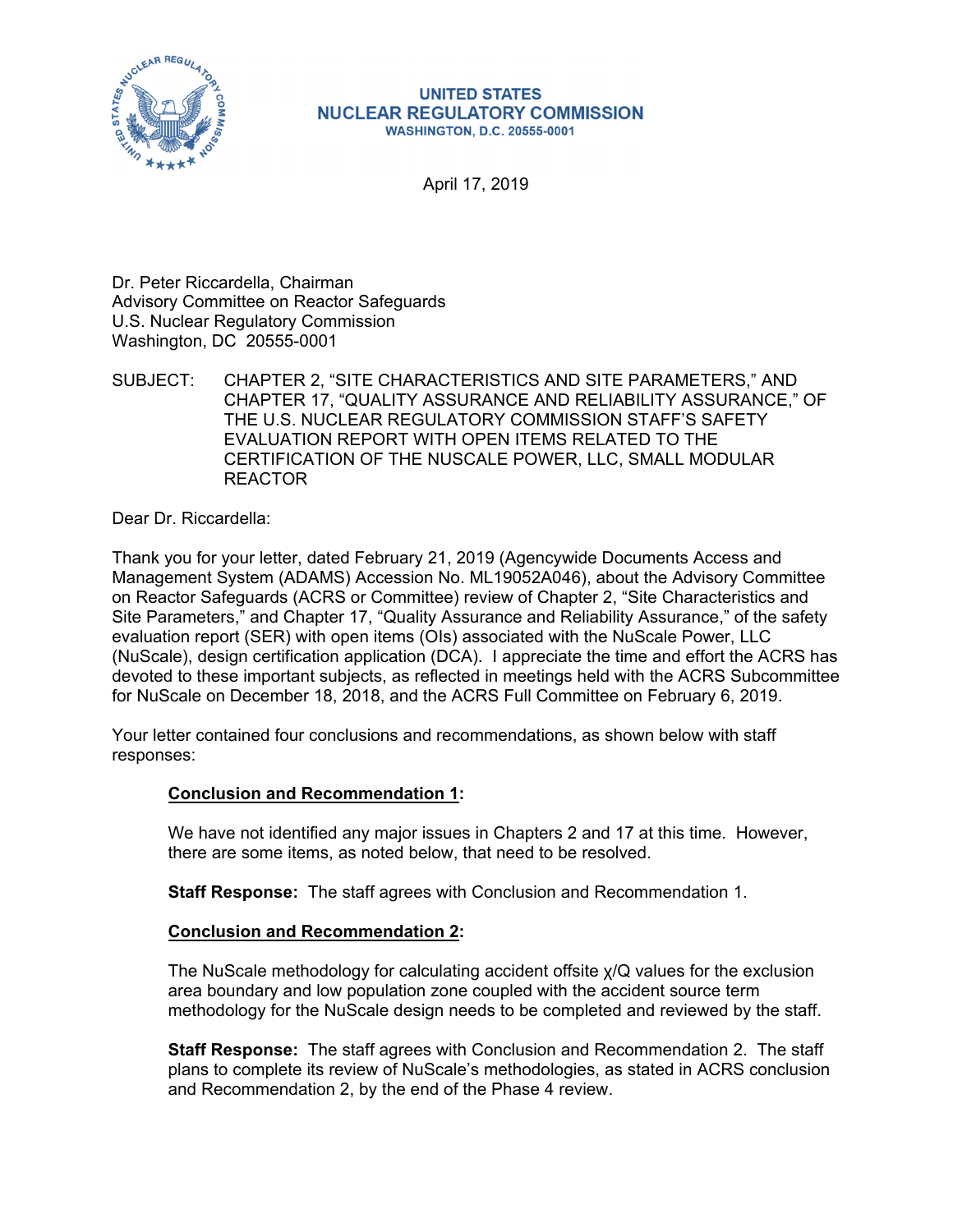UNITED STATES
NUCLEAR REGULATORY COMMISSION
WASHINGTON, D.C. 20555-0001

April 17, 2019

Dr. Peter Riccardella, Chairman
Advisory Committee on Reactor Safeguards
U.S. Nuclear Regulatory Commission
Washington, DC 20555-0001

SUBJECT: CHAPTER 2, "SITE CHARACTERISTICS AND SITE PARAMETERS," AND CHAPTER 17, "QUALITY ASSURANCE AND RELIABILITY ASSURANCE," OF THE U.S. NUCLEAR REGULATORY COMMISSION STAFF'S SAFETY EVALUATION REPORT WITH OPEN ITEMS RELATED TO THE CERTIFICATION OF THE NUSCALE POWER, LLC, SMALL MODULAR REACTOR

Dear Dr. Riccardella:

Thank you for your letter, dated February 21, 2019 (Agencywide Documents Access and Management System (ADAMS) Accession No. ML19052A046), about the Advisory Committee on Reactor Safeguards (ACRS or Committee) review of Chapter 2, "Site Characteristics and Site Parameters," and Chapter 17, "Quality Assurance and Reliability Assurance," of the safety evaluation report (SER) with open items (OIs) associated with the NuScale Power, LLC (NuScale), design certification application (DCA). I appreciate the time and effort the ACRS has devoted to these important subjects, as reflected in meetings held with the ACRS Subcommittee for NuScale on December 18, 2018, and the ACRS Full Committee on February 6, 2019.

Your letter contained four conclusions and recommendations, as shown below with staff responses:

**Conclusion and Recommendation 1:**

We have not identified any major issues in Chapters 2 and 17 at this time. However, there are some items, as noted below, that need to be resolved.

**Staff Response:** The staff agrees with Conclusion and Recommendation 1.

**Conclusion and Recommendation 2:**

The NuScale methodology for calculating accident offsite $\chi/Q$ values for the exclusion area boundary and low population zone coupled with the accident source term methodology for the NuScale design needs to be completed and reviewed by the staff.

**Staff Response:** The staff agrees with Conclusion and Recommendation 2. The staff plans to complete its review of NuScale's methodologies, as stated in ACRS conclusion and Recommendation 2, by the end of the Phase 4 review.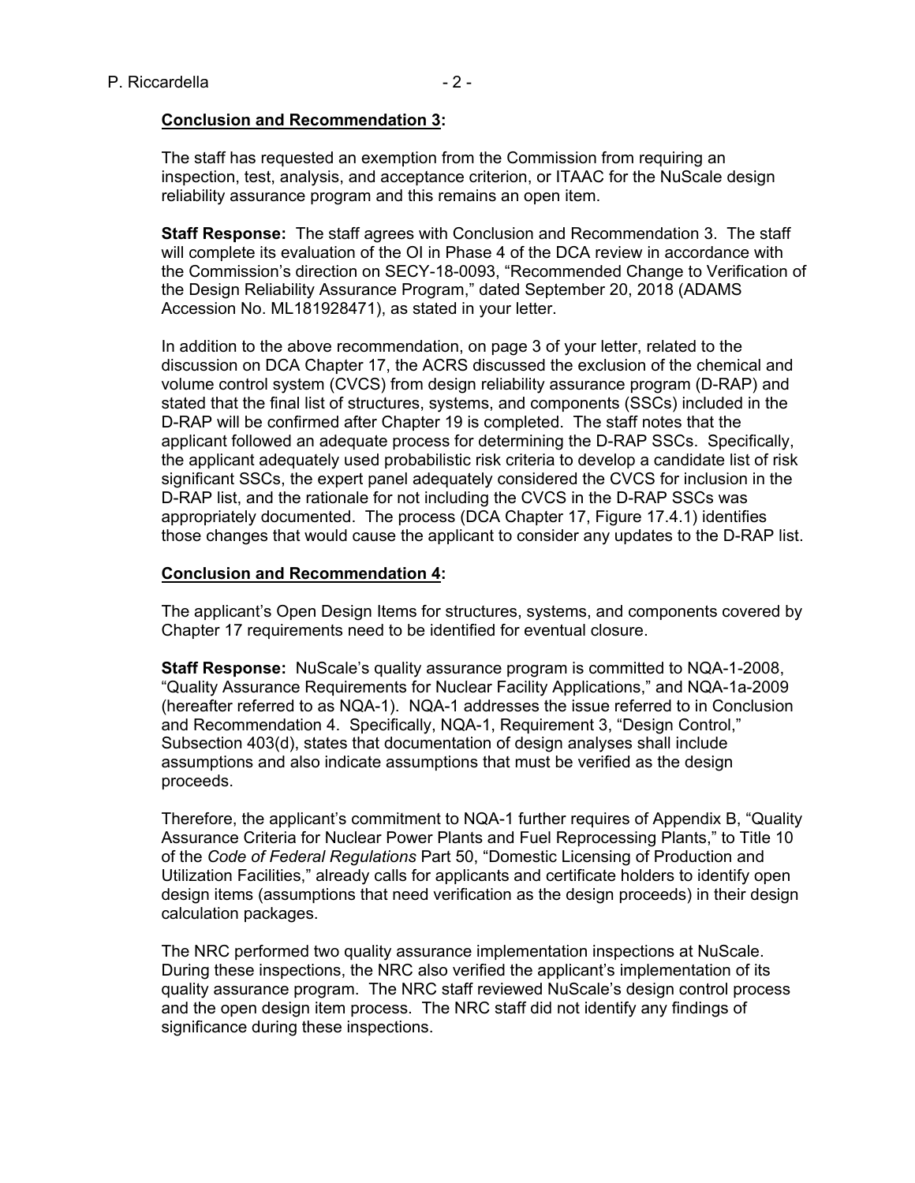**Conclusion and Recommendation 3:**

The staff has requested an exemption from the Commission from requiring an inspection, test, analysis, and acceptance criterion, or ITAAC for the NuScale design reliability assurance program and this remains an open item.

**Staff Response:** The staff agrees with Conclusion and Recommendation 3. The staff will complete its evaluation of the OI in Phase 4 of the DCA review in accordance with the Commission's direction on SECY-18-0093, "Recommended Change to Verification of the Design Reliability Assurance Program," dated September 20, 2018 (ADAMS Accession No. ML181928471), as stated in your letter.

In addition to the above recommendation, on page 3 of your letter, related to the discussion on DCA Chapter 17, the ACRS discussed the exclusion of the chemical and volume control system (CVCS) from design reliability assurance program (D-RAP) and stated that the final list of structures, systems, and components (SSCs) included in the D-RAP will be confirmed after Chapter 19 is completed. The staff notes that the applicant followed an adequate process for determining the D-RAP SSCs. Specifically, the applicant adequately used probabilistic risk criteria to develop a candidate list of risk significant SSCs, the expert panel adequately considered the CVCS for inclusion in the D-RAP list, and the rationale for not including the CVCS in the D-RAP SSCs was appropriately documented. The process (DCA Chapter 17, Figure 17.4.1) identifies those changes that would cause the applicant to consider any updates to the D-RAP list.

**Conclusion and Recommendation 4:**

The applicant's Open Design Items for structures, systems, and components covered by Chapter 17 requirements need to be identified for eventual closure.

**Staff Response:** NuScale's quality assurance program is committed to NQA-1-2008, "Quality Assurance Requirements for Nuclear Facility Applications," and NQA-1a-2009 (hereafter referred to as NQA-1). NQA-1 addresses the issue referred to in Conclusion and Recommendation 4. Specifically, NQA-1, Requirement 3, "Design Control," Subsection 403(d), states that documentation of design analyses shall include assumptions and also indicate assumptions that must be verified as the design proceeds.

Therefore, the applicant's commitment to NQA-1 further requires of Appendix B, "Quality Assurance Criteria for Nuclear Power Plants and Fuel Reprocessing Plants," to Title 10 of the *Code of Federal Regulations* Part 50, "Domestic Licensing of Production and Utilization Facilities," already calls for applicants and certificate holders to identify open design items (assumptions that need verification as the design proceeds) in their design calculation packages.

The NRC performed two quality assurance implementation inspections at NuScale. During these inspections, the NRC also verified the applicant's implementation of its quality assurance program. The NRC staff reviewed NuScale's design control process and the open design item process. The NRC staff did not identify any findings of significance during these inspections.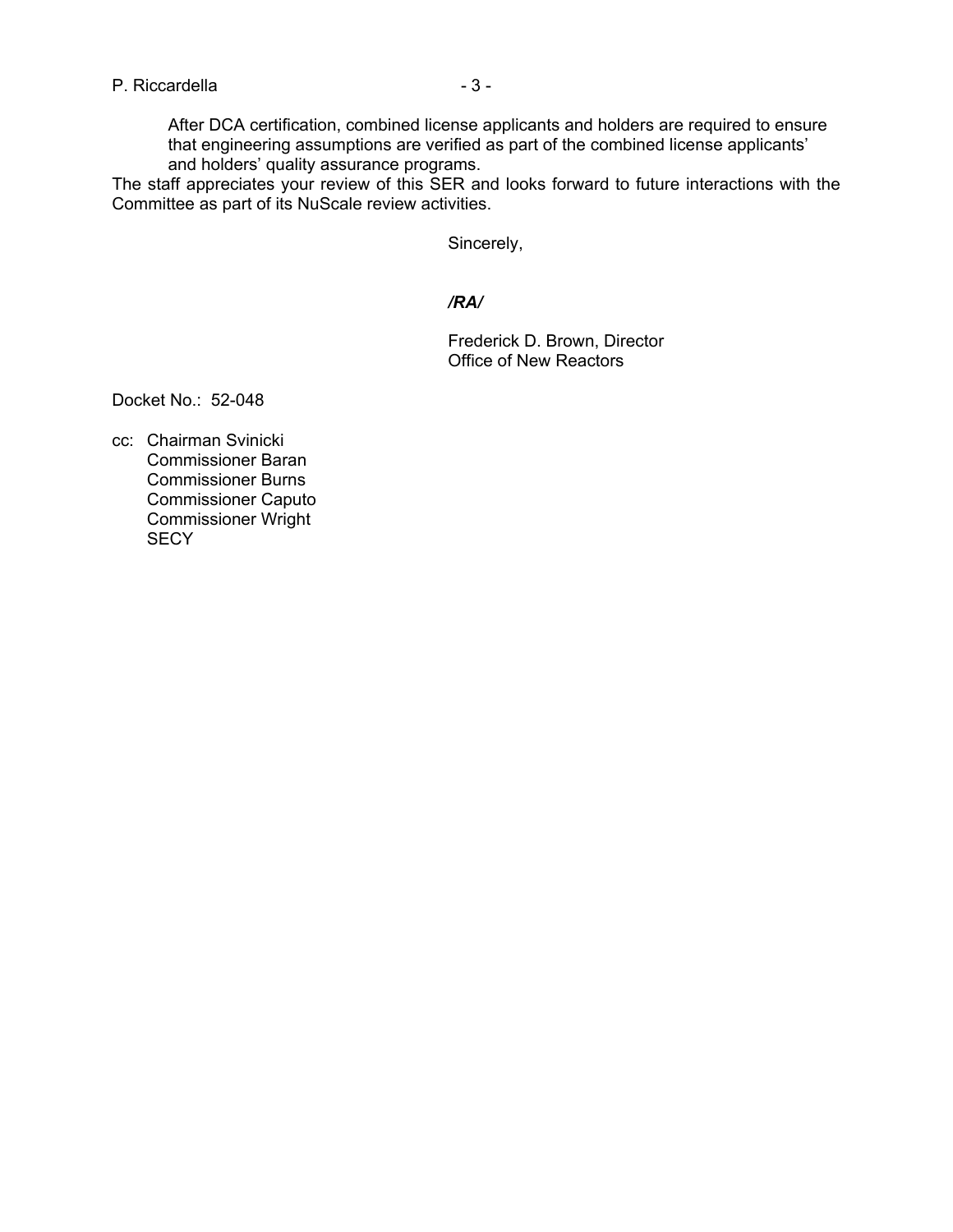After DCA certification, combined license applicants and holders are required to ensure that engineering assumptions are verified as part of the combined license applicants' and holders' quality assurance programs.

The staff appreciates your review of this SER and looks forward to future interactions with the Committee as part of its NuScale review activities.

Sincerely,

*/RA/*

Frederick D. Brown, Director
Office of New Reactors

Docket No.: 52-048

cc: Chairman Svinicki
Commissioner Baran
Commissioner Burns
Commissioner Caputo
Commissioner Wright
SECY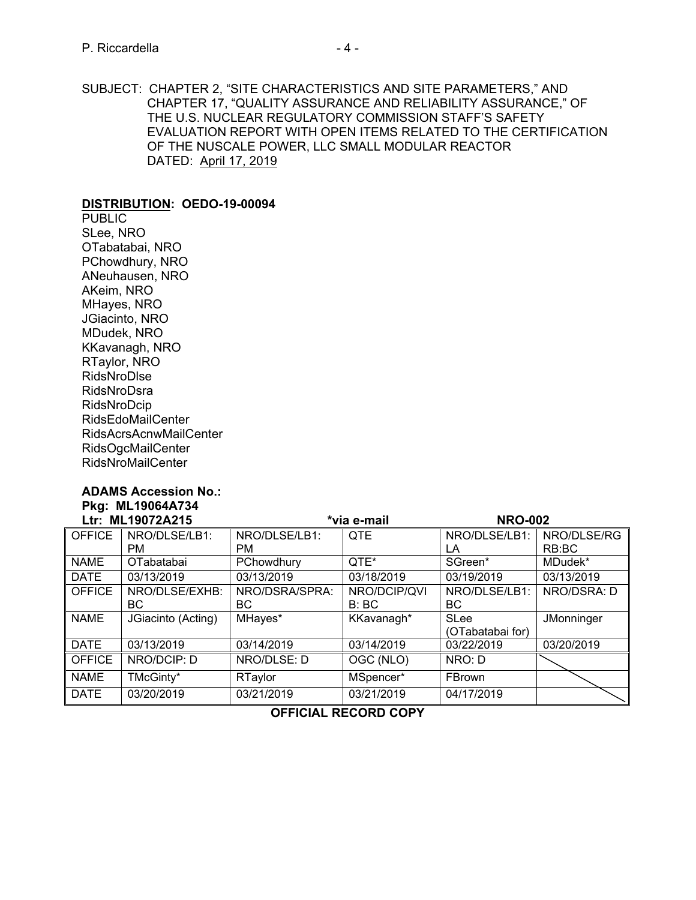SUBJECT: CHAPTER 2, "SITE CHARACTERISTICS AND SITE PARAMETERS," AND CHAPTER 17, "QUALITY ASSURANCE AND RELIABILITY ASSURANCE," OF THE U.S. NUCLEAR REGULATORY COMMISSION STAFF'S SAFETY EVALUATION REPORT WITH OPEN ITEMS RELATED TO THE CERTIFICATION OF THE NUSCALE POWER, LLC SMALL MODULAR REACTOR
DATED: April 17, 2019

**DISTRIBUTION: OEDO-19-00094**

PUBLIC
SLee, NRO
OTabatabai, NRO
PChowdhury, NRO
ANeuhausen, NRO
AKeim, NRO
MHayes, NRO
JGiacinto, NRO
MDudek, NRO
KKavanagh, NRO
RTaylor, NRO
RidsNroDlse
RidsNroDsra
RidsNroDcip
RidsEdoMailCenter
RidsAcrsAcnwMailCenter
RidsOgcMailCenter
RidsNroMailCenter

**ADAMS Accession No.:**
**Pkg: ML19064A734**
**Ltr: ML19072A215** **\*via e-mail** **NRO-002**

| OFFICE | NRO/DLSE/LB1: PM | NRO/DLSE/LB1: PM | QTE | NRO/DLSE/LB1: LA | NRO/DLSE/RGRB:BC |
|---|---|---|---|---|---|
| NAME | OTabatabai | PChowdhury | QTE* | SGreen* | MDudek* |
| DATE | 03/13/2019 | 03/13/2019 | 03/18/2019 | 03/19/2019 | 03/13/2019 |
| OFFICE | NRO/DLSE/EXHB: BC | NRO/DSRA/SPRA: BC | NRO/DCIP/QVIB: BC | NRO/DLSE/LB1: BC | NRO/DSRA: D |
| NAME | JGiacinto (Acting) | MHayes* | KKavanagh* | SLee (OTabatabai for) | JMonninger |
| DATE | 03/13/2019 | 03/14/2019 | 03/14/2019 | 03/22/2019 | 03/20/2019 |
| OFFICE | NRO/DCIP: D | NRO/DLSE: D | OGC (NLO) | NRO: D | |
| NAME | TMcGinty* | RTaylor | MSpencer* | FBrown | |
| DATE | 03/20/2019 | 03/21/2019 | 03/21/2019 | 04/17/2019 | |

**OFFICIAL RECORD COPY**